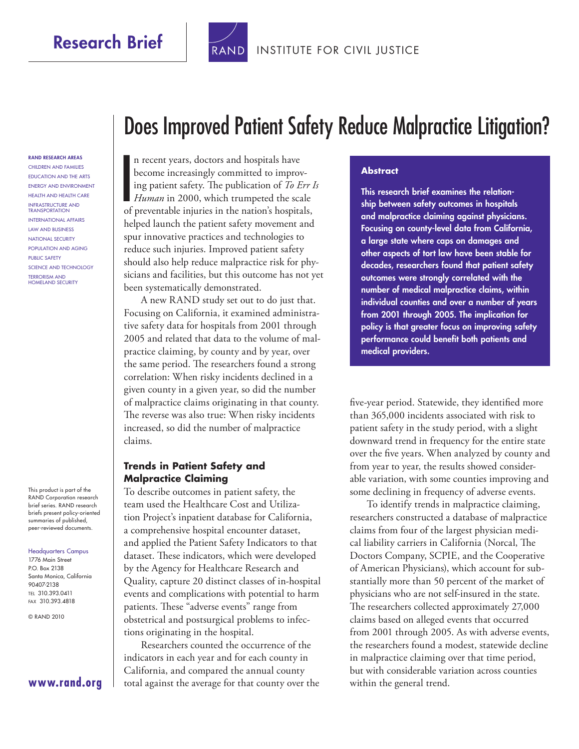# Does Improved Patient Safety Reduce Malpractice Litigation?

**Research Brief** — RAND INSTITUTE FOR CIVIL JUSTICE

**RAND RESEARCH AREAS**

CHILDREN AND FAMILIES
EDUCATION AND THE ARTS
ENERGY AND ENVIRONMENT
HEALTH AND HEALTH CARE
INFRASTRUCTURE AND TRANSPORTATION
INTERNATIONAL AFFAIRS
LAW AND BUSINESS
NATIONAL SECURITY
POPULATION AND AGING
PUBLIC SAFETY
SCIENCE AND TECHNOLOGY
TERRORISM AND HOMELAND SECURITY

This product is part of the RAND Corporation research brief series. RAND research briefs present policy-oriented summaries of published, peer-reviewed documents.

Headquarters Campus
1776 Main Street
P.O. Box 2138
Santa Monica, California 90407-2138
TEL 310.393.0411
FAX 310.393.4818

© RAND 2010

**www.rand.org**

> **Abstract**
>
> **This research brief examines the relationship between safety outcomes in hospitals and malpractice claiming against physicians. Focusing on county-level data from California, a large state where caps on damages and other aspects of tort law have been stable for decades, researchers found that patient safety outcomes were strongly correlated with the number of medical malpractice claims, within individual counties and over a number of years from 2001 through 2005. The implication for policy is that greater focus on improving safety performance could benefit both patients and medical providers.**

In recent years, doctors and hospitals have become increasingly committed to improving patient safety. The publication of *To Err Is Human* in 2000, which trumpeted the scale of preventable injuries in the nation's hospitals, helped launch the patient safety movement and spur innovative practices and technologies to reduce such injuries. Improved patient safety should also help reduce malpractice risk for physicians and facilities, but this outcome has not yet been systematically demonstrated.

A new RAND study set out to do just that. Focusing on California, it examined administrative safety data for hospitals from 2001 through 2005 and related that data to the volume of malpractice claiming, by county and by year, over the same period. The researchers found a strong correlation: When risky incidents declined in a given county in a given year, so did the number of malpractice claims originating in that county. The reverse was also true: When risky incidents increased, so did the number of malpractice claims.

## Trends in Patient Safety and Malpractice Claiming

To describe outcomes in patient safety, the team used the Healthcare Cost and Utilization Project's inpatient database for California, a comprehensive hospital encounter dataset, and applied the Patient Safety Indicators to that dataset. These indicators, which were developed by the Agency for Healthcare Research and Quality, capture 20 distinct classes of in-hospital events and complications with potential to harm patients. These "adverse events" range from obstetrical and postsurgical problems to infections originating in the hospital.

Researchers counted the occurrence of the indicators in each year and for each county in California, and compared the annual county total against the average for that county over the five-year period. Statewide, they identified more than 365,000 incidents associated with risk to patient safety in the study period, with a slight downward trend in frequency for the entire state over the five years. When analyzed by county and from year to year, the results showed considerable variation, with some counties improving and some declining in frequency of adverse events.

To identify trends in malpractice claiming, researchers constructed a database of malpractice claims from four of the largest physician medical liability carriers in California (Norcal, The Doctors Company, SCPIE, and the Cooperative of American Physicians), which account for substantially more than 50 percent of the market of physicians who are not self-insured in the state. The researchers collected approximately 27,000 claims based on alleged events that occurred from 2001 through 2005. As with adverse events, the researchers found a modest, statewide decline in malpractice claiming over that time period, but with considerable variation across counties within the general trend.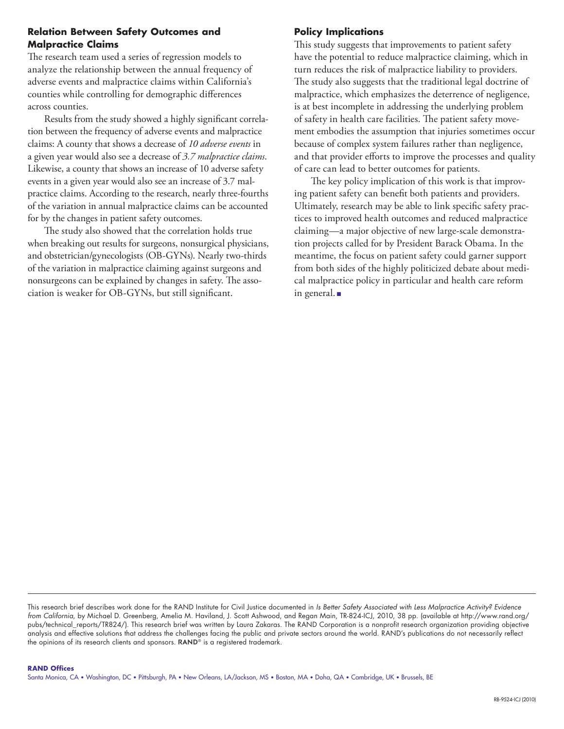## Relation Between Safety Outcomes and Malpractice Claims

The research team used a series of regression models to analyze the relationship between the annual frequency of adverse events and malpractice claims within California's counties while controlling for demographic differences across counties.

Results from the study showed a highly significant correlation between the frequency of adverse events and malpractice claims: A county that shows a decrease of *10 adverse events* in a given year would also see a decrease of *3.7 malpractice claims*. Likewise, a county that shows an increase of 10 adverse safety events in a given year would also see an increase of 3.7 malpractice claims. According to the research, nearly three-fourths of the variation in annual malpractice claims can be accounted for by the changes in patient safety outcomes.

The study also showed that the correlation holds true when breaking out results for surgeons, nonsurgical physicians, and obstetrician/gynecologists (OB-GYNs). Nearly two-thirds of the variation in malpractice claiming against surgeons and nonsurgeons can be explained by changes in safety. The association is weaker for OB-GYNs, but still significant.

## Policy Implications

This study suggests that improvements to patient safety have the potential to reduce malpractice claiming, which in turn reduces the risk of malpractice liability to providers. The study also suggests that the traditional legal doctrine of malpractice, which emphasizes the deterrence of negligence, is at best incomplete in addressing the underlying problem of safety in health care facilities. The patient safety movement embodies the assumption that injuries sometimes occur because of complex system failures rather than negligence, and that provider efforts to improve the processes and quality of care can lead to better outcomes for patients.

The key policy implication of this work is that improving patient safety can benefit both patients and providers. Ultimately, research may be able to link specific safety practices to improved health outcomes and reduced malpractice claiming—a major objective of new large-scale demonstration projects called for by President Barack Obama. In the meantime, the focus on patient safety could garner support from both sides of the highly politicized debate about medical malpractice policy in particular and health care reform in general. ■

---

This research brief describes work done for the RAND Institute for Civil Justice documented in *Is Better Safety Associated with Less Malpractice Activity? Evidence from California*, by Michael D. Greenberg, Amelia M. Haviland, J. Scott Ashwood, and Regan Main, TR-824-ICJ, 2010, 38 pp. (available at http://www.rand.org/pubs/technical_reports/TR824/). This research brief was written by Laura Zakaras. The RAND Corporation is a nonprofit research organization providing objective analysis and effective solutions that address the challenges facing the public and private sectors around the world. RAND's publications do not necessarily reflect the opinions of its research clients and sponsors. RAND® is a registered trademark.

**RAND Offices**

Santa Monica, CA • Washington, DC • Pittsburgh, PA • New Orleans, LA/Jackson, MS • Boston, MA • Doha, QA • Cambridge, UK • Brussels, BE

RB-9524-ICJ (2010)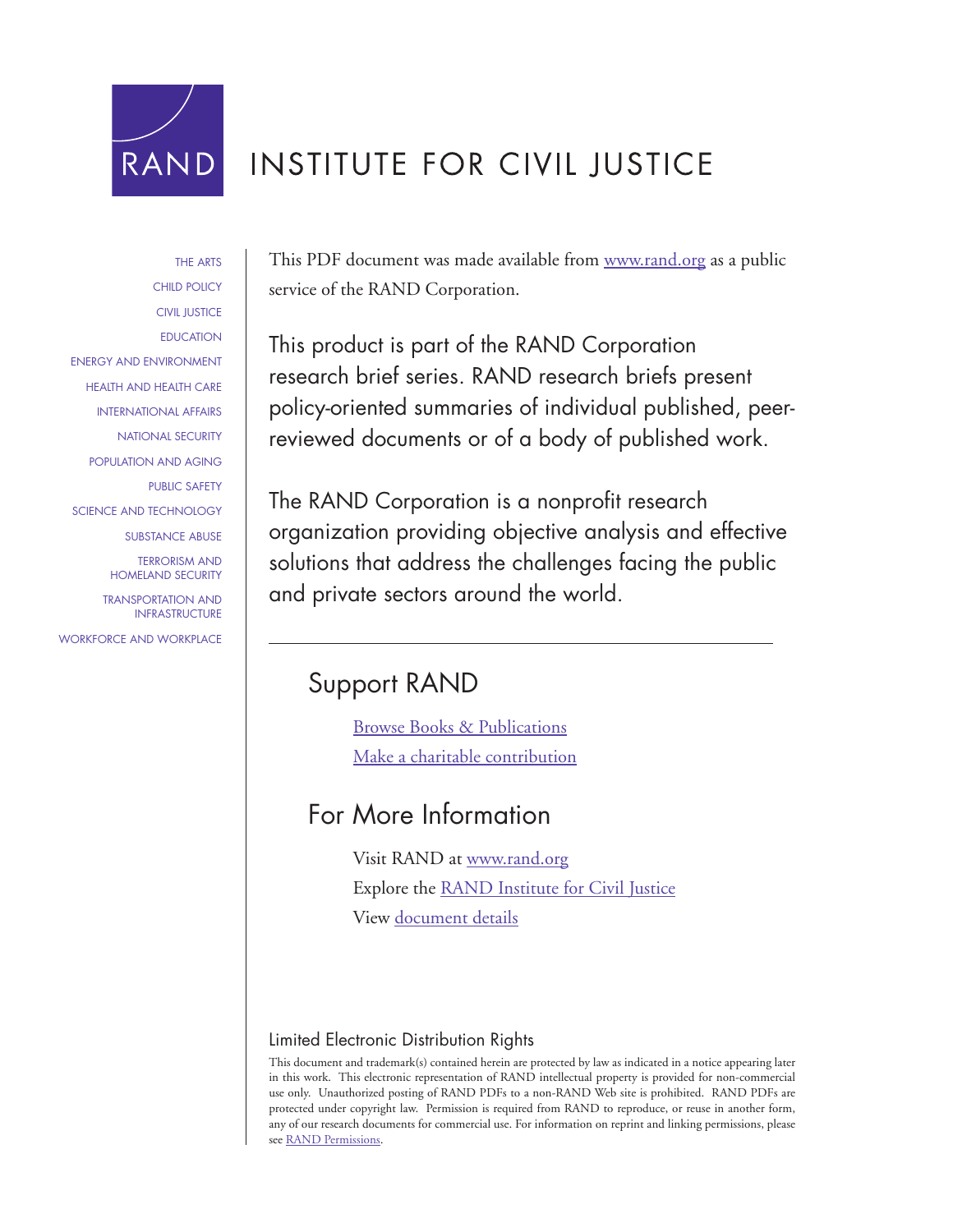RAND

INSTITUTE FOR CIVIL JUSTICE

THE ARTS
CHILD POLICY
CIVIL JUSTICE
EDUCATION
ENERGY AND ENVIRONMENT
HEALTH AND HEALTH CARE
INTERNATIONAL AFFAIRS
NATIONAL SECURITY
POPULATION AND AGING
PUBLIC SAFETY
SCIENCE AND TECHNOLOGY
SUBSTANCE ABUSE
TERRORISM AND HOMELAND SECURITY
TRANSPORTATION AND INFRASTRUCTURE
WORKFORCE AND WORKPLACE

This PDF document was made available from [www.rand.org](www.rand.org) as a public service of the RAND Corporation.

This product is part of the RAND Corporation research brief series. RAND research briefs present policy-oriented summaries of individual published, peer-reviewed documents or of a body of published work.

The RAND Corporation is a nonprofit research organization providing objective analysis and effective solutions that address the challenges facing the public and private sectors around the world.

---

## Support RAND

[Browse Books & Publications]()

[Make a charitable contribution]()

## For More Information

Visit RAND at [www.rand.org](www.rand.org)

Explore the [RAND Institute for Civil Justice]()

View [document details]()

### Limited Electronic Distribution Rights

This document and trademark(s) contained herein are protected by law as indicated in a notice appearing later in this work. This electronic representation of RAND intellectual property is provided for non-commercial use only. Unauthorized posting of RAND PDFs to a non-RAND Web site is prohibited. RAND PDFs are protected under copyright law. Permission is required from RAND to reproduce, or reuse in another form, any of our research documents for commercial use. For information on reprint and linking permissions, please see [RAND Permissions]().